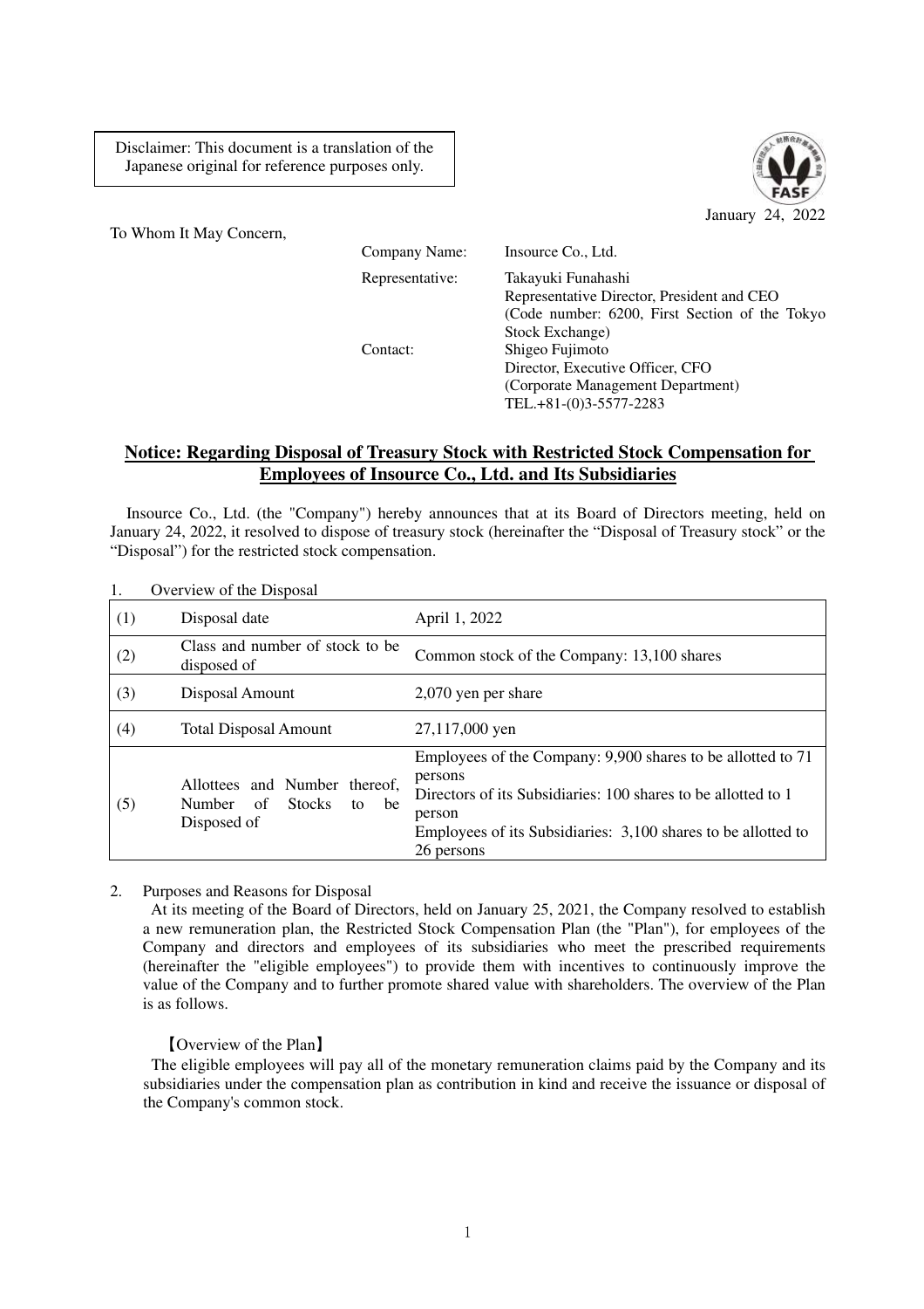Disclaimer: This document is a translation of the Japanese original for reference purposes only.

January 24, 2022

To Whom It May Concern,

| | |
|---|---|
| Company Name: | Insource Co., Ltd. |
| Representative: | Takayuki Funahashi<br>Representative Director, President and CEO<br>(Code number: 6200, First Section of the Tokyo Stock Exchange) |
| Contact: | Shigeo Fujimoto<br>Director, Executive Officer, CFO<br>(Corporate Management Department)<br>TEL.+81-(0)3-5577-2283 |

## Notice: Regarding Disposal of Treasury Stock with Restricted Stock Compensation for Employees of Insource Co., Ltd. and Its Subsidiaries

Insource Co., Ltd. (the "Company") hereby announces that at its Board of Directors meeting, held on January 24, 2022, it resolved to dispose of treasury stock (hereinafter the "Disposal of Treasury stock" or the "Disposal") for the restricted stock compensation.

1. Overview of the Disposal

| (1) | Disposal date | April 1, 2022 |
|---|---|---|
| (2) | Class and number of stock to be disposed of | Common stock of the Company: 13,100 shares |
| (3) | Disposal Amount | 2,070 yen per share |
| (4) | Total Disposal Amount | 27,117,000 yen |
| (5) | Allottees and Number thereof, Number of Stocks to be Disposed of | Employees of the Company: 9,900 shares to be allotted to 71 persons<br>Directors of its Subsidiaries: 100 shares to be allotted to 1 person<br>Employees of its Subsidiaries: 3,100 shares to be allotted to 26 persons |

2. Purposes and Reasons for Disposal

At its meeting of the Board of Directors, held on January 25, 2021, the Company resolved to establish a new remuneration plan, the Restricted Stock Compensation Plan (the "Plan"), for employees of the Company and directors and employees of its subsidiaries who meet the prescribed requirements (hereinafter the "eligible employees") to provide them with incentives to continuously improve the value of the Company and to further promote shared value with shareholders. The overview of the Plan is as follows.

【Overview of the Plan】

The eligible employees will pay all of the monetary remuneration claims paid by the Company and its subsidiaries under the compensation plan as contribution in kind and receive the issuance or disposal of the Company's common stock.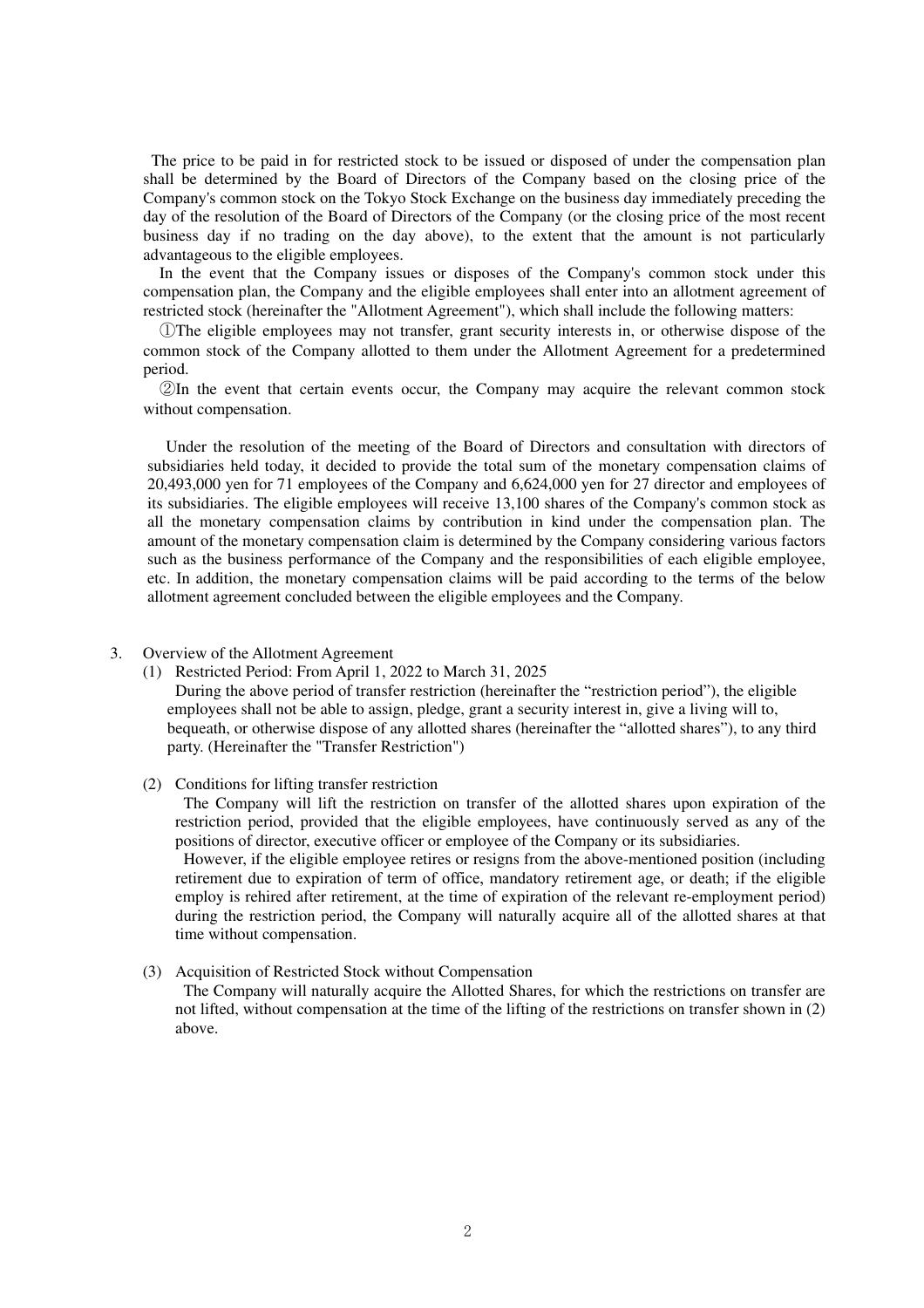The price to be paid in for restricted stock to be issued or disposed of under the compensation plan shall be determined by the Board of Directors of the Company based on the closing price of the Company's common stock on the Tokyo Stock Exchange on the business day immediately preceding the day of the resolution of the Board of Directors of the Company (or the closing price of the most recent business day if no trading on the day above), to the extent that the amount is not particularly advantageous to the eligible employees.

In the event that the Company issues or disposes of the Company's common stock under this compensation plan, the Company and the eligible employees shall enter into an allotment agreement of restricted stock (hereinafter the "Allotment Agreement"), which shall include the following matters:

①The eligible employees may not transfer, grant security interests in, or otherwise dispose of the common stock of the Company allotted to them under the Allotment Agreement for a predetermined period.

②In the event that certain events occur, the Company may acquire the relevant common stock without compensation.

Under the resolution of the meeting of the Board of Directors and consultation with directors of subsidiaries held today, it decided to provide the total sum of the monetary compensation claims of 20,493,000 yen for 71 employees of the Company and 6,624,000 yen for 27 director and employees of its subsidiaries. The eligible employees will receive 13,100 shares of the Company's common stock as all the monetary compensation claims by contribution in kind under the compensation plan. The amount of the monetary compensation claim is determined by the Company considering various factors such as the business performance of the Company and the responsibilities of each eligible employee, etc. In addition, the monetary compensation claims will be paid according to the terms of the below allotment agreement concluded between the eligible employees and the Company.

3. Overview of the Allotment Agreement

(1) Restricted Period: From April 1, 2022 to March 31, 2025

During the above period of transfer restriction (hereinafter the "restriction period"), the eligible employees shall not be able to assign, pledge, grant a security interest in, give a living will to, bequeath, or otherwise dispose of any allotted shares (hereinafter the "allotted shares"), to any third party. (Hereinafter the "Transfer Restriction")

(2) Conditions for lifting transfer restriction

The Company will lift the restriction on transfer of the allotted shares upon expiration of the restriction period, provided that the eligible employees, have continuously served as any of the positions of director, executive officer or employee of the Company or its subsidiaries.

However, if the eligible employee retires or resigns from the above-mentioned position (including retirement due to expiration of term of office, mandatory retirement age, or death; if the eligible employ is rehired after retirement, at the time of expiration of the relevant re-employment period) during the restriction period, the Company will naturally acquire all of the allotted shares at that time without compensation.

(3) Acquisition of Restricted Stock without Compensation

The Company will naturally acquire the Allotted Shares, for which the restrictions on transfer are not lifted, without compensation at the time of the lifting of the restrictions on transfer shown in (2) above.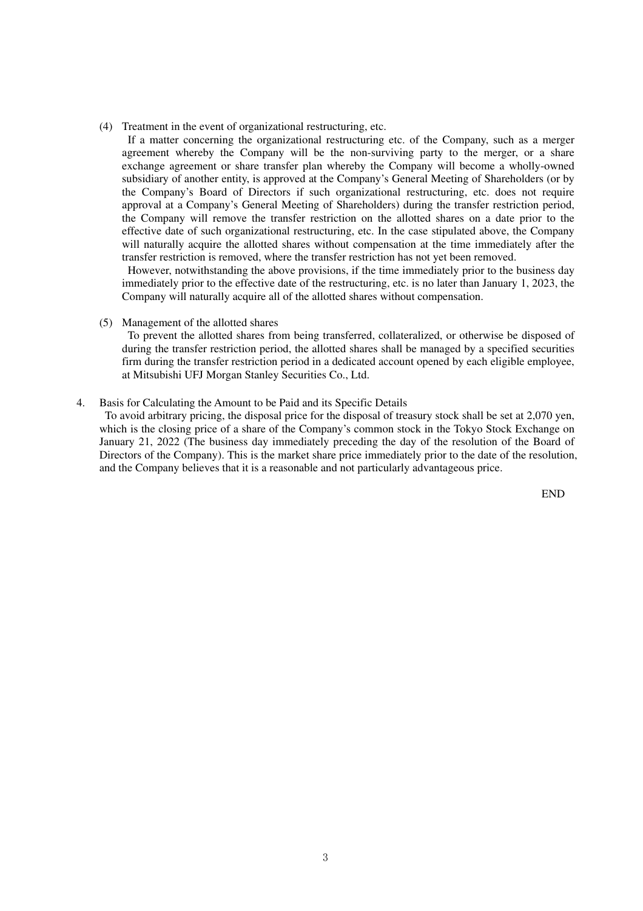(4) Treatment in the event of organizational restructuring, etc.

If a matter concerning the organizational restructuring etc. of the Company, such as a merger agreement whereby the Company will be the non-surviving party to the merger, or a share exchange agreement or share transfer plan whereby the Company will become a wholly-owned subsidiary of another entity, is approved at the Company's General Meeting of Shareholders (or by the Company's Board of Directors if such organizational restructuring, etc. does not require approval at a Company's General Meeting of Shareholders) during the transfer restriction period, the Company will remove the transfer restriction on the allotted shares on a date prior to the effective date of such organizational restructuring, etc. In the case stipulated above, the Company will naturally acquire the allotted shares without compensation at the time immediately after the transfer restriction is removed, where the transfer restriction has not yet been removed.

However, notwithstanding the above provisions, if the time immediately prior to the business day immediately prior to the effective date of the restructuring, etc. is no later than January 1, 2023, the Company will naturally acquire all of the allotted shares without compensation.

(5) Management of the allotted shares

To prevent the allotted shares from being transferred, collateralized, or otherwise be disposed of during the transfer restriction period, the allotted shares shall be managed by a specified securities firm during the transfer restriction period in a dedicated account opened by each eligible employee, at Mitsubishi UFJ Morgan Stanley Securities Co., Ltd.

4. Basis for Calculating the Amount to be Paid and its Specific Details

To avoid arbitrary pricing, the disposal price for the disposal of treasury stock shall be set at 2,070 yen, which is the closing price of a share of the Company's common stock in the Tokyo Stock Exchange on January 21, 2022 (The business day immediately preceding the day of the resolution of the Board of Directors of the Company). This is the market share price immediately prior to the date of the resolution, and the Company believes that it is a reasonable and not particularly advantageous price.

END